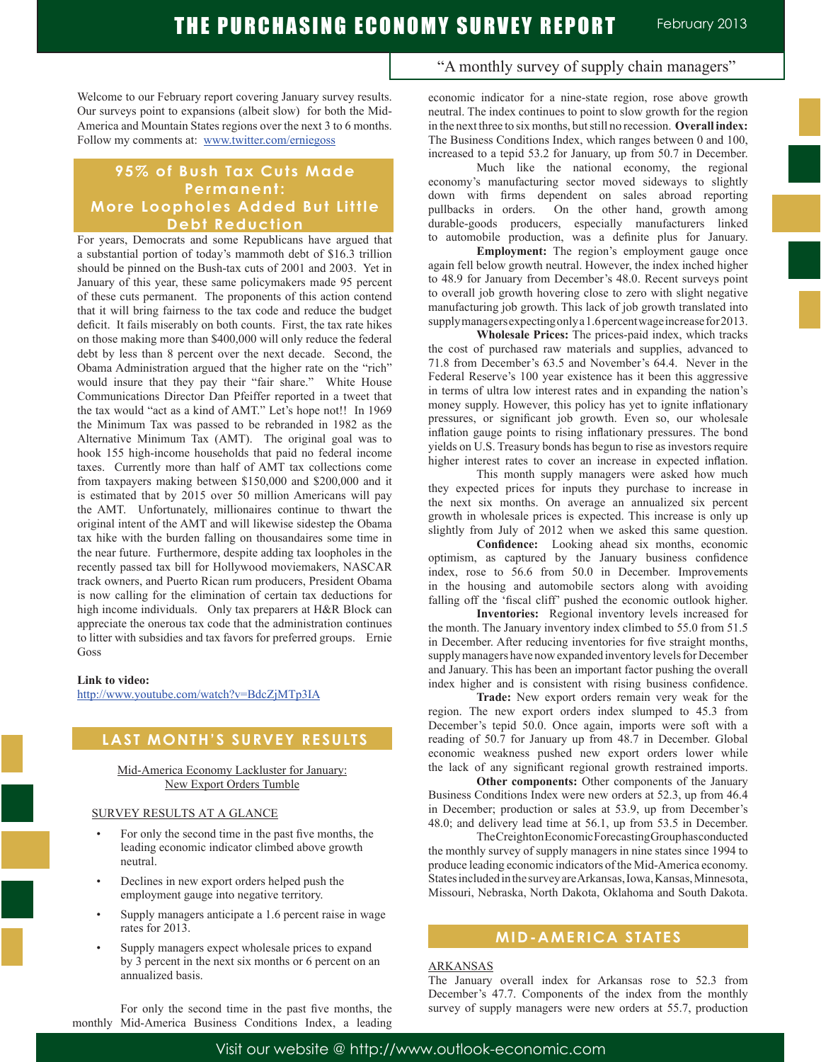# THE PURCHASING ECONOMY SURVEY REPORT

February 2013

"A monthly survey of supply chain managers"

Welcome to our February report covering January survey results. Our surveys point to expansions (albeit slow) for both the Mid-America and Mountain States regions over the next 3 to 6 months. Follow my comments at: www.twitter.com/erniegoss

## 95% of Bush Tax Cuts Made Permanent: More Loopholes Added But Little Debt Reduction

For years, Democrats and some Republicans have argued that a substantial portion of today's mammoth debt of $16.3 trillion should be pinned on the Bush-tax cuts of 2001 and 2003. Yet in January of this year, these same policymakers made 95 percent of these cuts permanent. The proponents of this action contend that it will bring fairness to the tax code and reduce the budget deficit. It fails miserably on both counts. First, the tax rate hikes on those making more than $400,000 will only reduce the federal debt by less than 8 percent over the next decade. Second, the Obama Administration argued that the higher rate on the "rich" would insure that they pay their "fair share." White House Communications Director Dan Pfeiffer reported in a tweet that the tax would "act as a kind of AMT." Let's hope not!! In 1969 the Minimum Tax was passed to be rebranded in 1982 as the Alternative Minimum Tax (AMT). The original goal was to hook 155 high-income households that paid no federal income taxes. Currently more than half of AMT tax collections come from taxpayers making between $150,000 and $200,000 and it is estimated that by 2015 over 50 million Americans will pay the AMT. Unfortunately, millionaires continue to thwart the original intent of the AMT and will likewise sidestep the Obama tax hike with the burden falling on thousandaires some time in the near future. Furthermore, despite adding tax loopholes in the recently passed tax bill for Hollywood moviemakers, NASCAR track owners, and Puerto Rican rum producers, President Obama is now calling for the elimination of certain tax deductions for high income individuals. Only tax preparers at H&R Block can appreciate the onerous tax code that the administration continues to litter with subsidies and tax favors for preferred groups. Ernie Goss

**Link to video:**
http://www.youtube.com/watch?v=BdcZjMTp3IA

## LAST MONTH'S SURVEY RESULTS

Mid-America Economy Lackluster for January: New Export Orders Tumble

SURVEY RESULTS AT A GLANCE

- For only the second time in the past five months, the leading economic indicator climbed above growth neutral.
- Declines in new export orders helped push the employment gauge into negative territory.
- Supply managers anticipate a 1.6 percent raise in wage rates for 2013.
- Supply managers expect wholesale prices to expand by 3 percent in the next six months or 6 percent on an annualized basis.

For only the second time in the past five months, the monthly Mid-America Business Conditions Index, a leading economic indicator for a nine-state region, rose above growth neutral. The index continues to point to slow growth for the region in the next three to six months, but still no recession. **Overall index:** The Business Conditions Index, which ranges between 0 and 100, increased to a tepid 53.2 for January, up from 50.7 in December.

Much like the national economy, the regional economy's manufacturing sector moved sideways to slightly down with firms dependent on sales abroad reporting pullbacks in orders. On the other hand, growth among durable-goods producers, especially manufacturers linked to automobile production, was a definite plus for January.

**Employment:** The region's employment gauge once again fell below growth neutral. However, the index inched higher to 48.9 for January from December's 48.0. Recent surveys point to overall job growth hovering close to zero with slight negative manufacturing job growth. This lack of job growth translated into supply managers expecting only a 1.6 percent wage increase for 2013.

**Wholesale Prices:** The prices-paid index, which tracks the cost of purchased raw materials and supplies, advanced to 71.8 from December's 63.5 and November's 64.4. Never in the Federal Reserve's 100 year existence has it been this aggressive in terms of ultra low interest rates and in expanding the nation's money supply. However, this policy has yet to ignite inflationary pressures, or significant job growth. Even so, our wholesale inflation gauge points to rising inflationary pressures. The bond yields on U.S. Treasury bonds has begun to rise as investors require higher interest rates to cover an increase in expected inflation.

This month supply managers were asked how much they expected prices for inputs they purchase to increase in the next six months. On average an annualized six percent growth in wholesale prices is expected. This increase is only up slightly from July of 2012 when we asked this same question.

**Confidence:** Looking ahead six months, economic optimism, as captured by the January business confidence index, rose to 56.6 from 50.0 in December. Improvements in the housing and automobile sectors along with avoiding falling off the 'fiscal cliff' pushed the economic outlook higher.

**Inventories:** Regional inventory levels increased for the month. The January inventory index climbed to 55.0 from 51.5 in December. After reducing inventories for five straight months, supply managers have now expanded inventory levels for December and January. This has been an important factor pushing the overall index higher and is consistent with rising business confidence.

**Trade:** New export orders remain very weak for the region. The new export orders index slumped to 45.3 from December's tepid 50.0. Once again, imports were soft with a reading of 50.7 for January up from 48.7 in December. Global economic weakness pushed new export orders lower while the lack of any significant regional growth restrained imports.

**Other components:** Other components of the January Business Conditions Index were new orders at 52.3, up from 46.4 in December; production or sales at 53.9, up from December's 48.0; and delivery lead time at 56.1, up from 53.5 in December.

The Creighton Economic Forecasting Group has conducted the monthly survey of supply managers in nine states since 1994 to produce leading economic indicators of the Mid-America economy. States included in the survey are Arkansas, Iowa, Kansas, Minnesota, Missouri, Nebraska, North Dakota, Oklahoma and South Dakota.

## MID-AMERICA STATES

ARKANSAS

The January overall index for Arkansas rose to 52.3 from December's 47.7. Components of the index from the monthly survey of supply managers were new orders at 55.7, production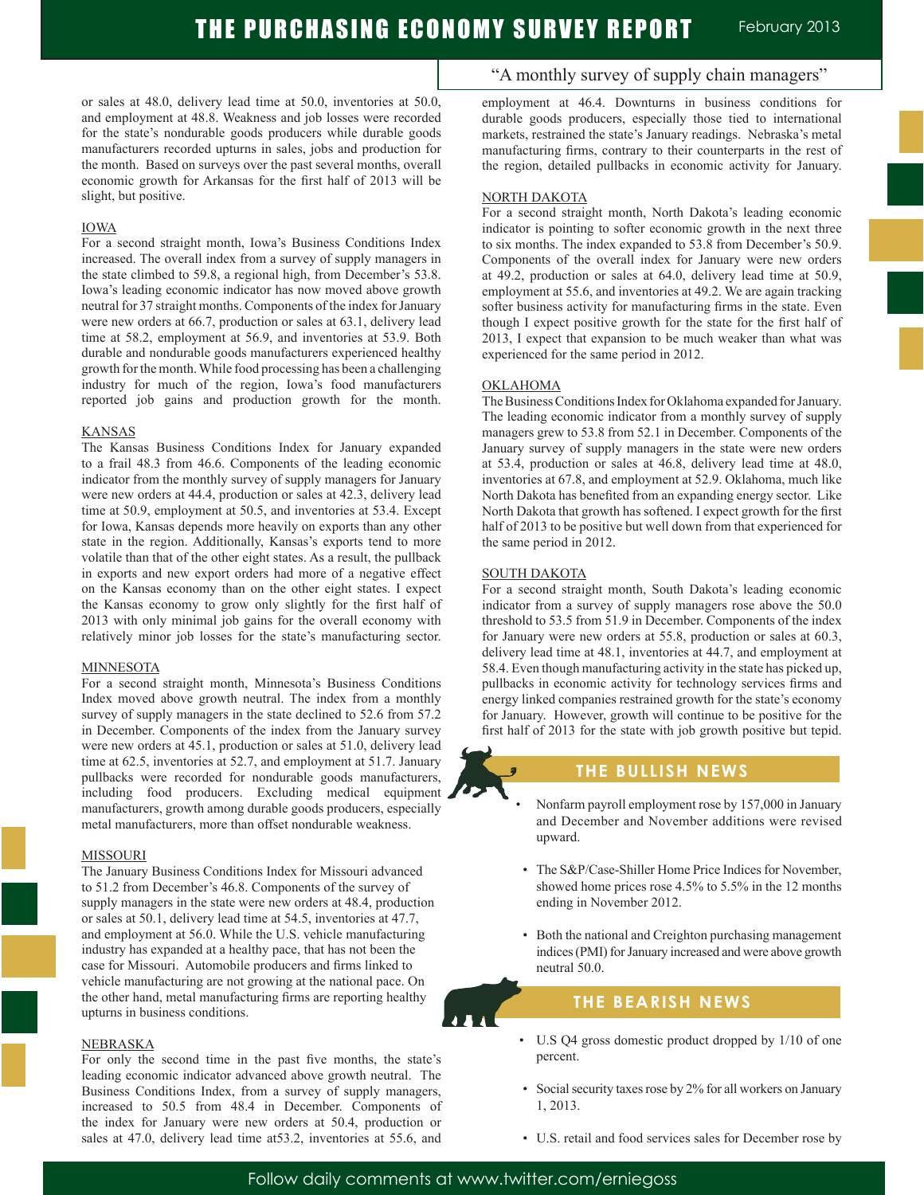or sales at 48.0, delivery lead time at 50.0, inventories at 50.0, and employment at 48.8. Weakness and job losses were recorded for the state's nondurable goods producers while durable goods manufacturers recorded upturns in sales, jobs and production for the month. Based on surveys over the past several months, overall economic growth for Arkansas for the first half of 2013 will be slight, but positive.

### IOWA

For a second straight month, Iowa's Business Conditions Index increased. The overall index from a survey of supply managers in the state climbed to 59.8, a regional high, from December's 53.8. Iowa's leading economic indicator has now moved above growth neutral for 37 straight months. Components of the index for January were new orders at 66.7, production or sales at 63.1, delivery lead time at 58.2, employment at 56.9, and inventories at 53.9. Both durable and nondurable goods manufacturers experienced healthy growth for the month. While food processing has been a challenging industry for much of the region, Iowa's food manufacturers reported job gains and production growth for the month.

### KANSAS

The Kansas Business Conditions Index for January expanded to a frail 48.3 from 46.6. Components of the leading economic indicator from the monthly survey of supply managers for January were new orders at 44.4, production or sales at 42.3, delivery lead time at 50.9, employment at 50.5, and inventories at 53.4. Except for Iowa, Kansas depends more heavily on exports than any other state in the region. Additionally, Kansas's exports tend to more volatile than that of the other eight states. As a result, the pullback in exports and new export orders had more of a negative effect on the Kansas economy than on the other eight states. I expect the Kansas economy to grow only slightly for the first half of 2013 with only minimal job gains for the overall economy with relatively minor job losses for the state's manufacturing sector.

### MINNESOTA

For a second straight month, Minnesota's Business Conditions Index moved above growth neutral. The index from a monthly survey of supply managers in the state declined to 52.6 from 57.2 in December. Components of the index from the January survey were new orders at 45.1, production or sales at 51.0, delivery lead time at 62.5, inventories at 52.7, and employment at 51.7. January pullbacks were recorded for nondurable goods manufacturers, including food producers. Excluding medical equipment manufacturers, growth among durable goods producers, especially metal manufacturers, more than offset nondurable weakness.

### MISSOURI

The January Business Conditions Index for Missouri advanced to 51.2 from December's 46.8. Components of the survey of supply managers in the state were new orders at 48.4, production or sales at 50.1, delivery lead time at 54.5, inventories at 47.7, and employment at 56.0. While the U.S. vehicle manufacturing industry has expanded at a healthy pace, that has not been the case for Missouri. Automobile producers and firms linked to vehicle manufacturing are not growing at the national pace. On the other hand, metal manufacturing firms are reporting healthy upturns in business conditions.

### NEBRASKA

For only the second time in the past five months, the state's leading economic indicator advanced above growth neutral. The Business Conditions Index, from a survey of supply managers, increased to 50.5 from 48.4 in December. Components of the index for January were new orders at 50.4, production or sales at 47.0, delivery lead time at53.2, inventories at 55.6, and employment at 46.4. Downturns in business conditions for durable goods producers, especially those tied to international markets, restrained the state's January readings. Nebraska's metal manufacturing firms, contrary to their counterparts in the rest of the region, detailed pullbacks in economic activity for January.

### NORTH DAKOTA

For a second straight month, North Dakota's leading economic indicator is pointing to softer economic growth in the next three to six months. The index expanded to 53.8 from December's 50.9. Components of the overall index for January were new orders at 49.2, production or sales at 64.0, delivery lead time at 50.9, employment at 55.6, and inventories at 49.2. We are again tracking softer business activity for manufacturing firms in the state. Even though I expect positive growth for the state for the first half of 2013, I expect that expansion to be much weaker than what was experienced for the same period in 2012.

### OKLAHOMA

The Business Conditions Index for Oklahoma expanded for January. The leading economic indicator from a monthly survey of supply managers grew to 53.8 from 52.1 in December. Components of the January survey of supply managers in the state were new orders at 53.4, production or sales at 46.8, delivery lead time at 48.0, inventories at 67.8, and employment at 52.9. Oklahoma, much like North Dakota has benefited from an expanding energy sector. Like North Dakota that growth has softened. I expect growth for the first half of 2013 to be positive but well down from that experienced for the same period in 2012.

### SOUTH DAKOTA

For a second straight month, South Dakota's leading economic indicator from a survey of supply managers rose above the 50.0 threshold to 53.5 from 51.9 in December. Components of the index for January were new orders at 55.8, production or sales at 60.3, delivery lead time at 48.1, inventories at 44.7, and employment at 58.4. Even though manufacturing activity in the state has picked up, pullbacks in economic activity for technology services firms and energy linked companies restrained growth for the state's economy for January. However, growth will continue to be positive for the first half of 2013 for the state with job growth positive but tepid.

## THE BULLISH NEWS

- Nonfarm payroll employment rose by 157,000 in January and December and November additions were revised upward.
- The S&P/Case-Shiller Home Price Indices for November, showed home prices rose 4.5% to 5.5% in the 12 months ending in November 2012.
- Both the national and Creighton purchasing management indices (PMI) for January increased and were above growth neutral 50.0.

## THE BEARISH NEWS

- U.S Q4 gross domestic product dropped by 1/10 of one percent.
- Social security taxes rose by 2% for all workers on January 1, 2013.
- U.S. retail and food services sales for December rose by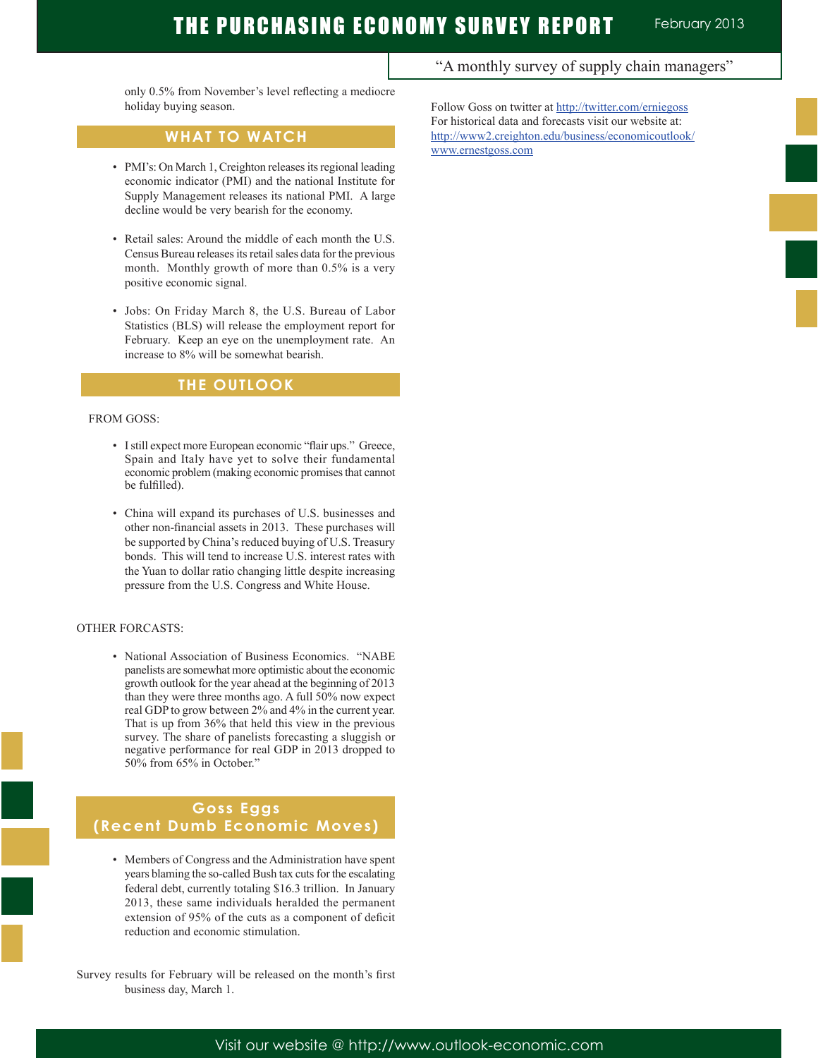only 0.5% from November's level reflecting a mediocre holiday buying season.

## WHAT TO WATCH

- PMI's: On March 1, Creighton releases its regional leading economic indicator (PMI) and the national Institute for Supply Management releases its national PMI. A large decline would be very bearish for the economy.
- Retail sales: Around the middle of each month the U.S. Census Bureau releases its retail sales data for the previous month. Monthly growth of more than 0.5% is a very positive economic signal.
- Jobs: On Friday March 8, the U.S. Bureau of Labor Statistics (BLS) will release the employment report for February. Keep an eye on the unemployment rate. An increase to 8% will be somewhat bearish.

## THE OUTLOOK

FROM GOSS:

- I still expect more European economic "flair ups." Greece, Spain and Italy have yet to solve their fundamental economic problem (making economic promises that cannot be fulfilled).
- China will expand its purchases of U.S. businesses and other non-financial assets in 2013. These purchases will be supported by China's reduced buying of U.S. Treasury bonds. This will tend to increase U.S. interest rates with the Yuan to dollar ratio changing little despite increasing pressure from the U.S. Congress and White House.

OTHER FORCASTS:

- National Association of Business Economics. "NABE panelists are somewhat more optimistic about the economic growth outlook for the year ahead at the beginning of 2013 than they were three months ago. A full 50% now expect real GDP to grow between 2% and 4% in the current year. That is up from 36% that held this view in the previous survey. The share of panelists forecasting a sluggish or negative performance for real GDP in 2013 dropped to 50% from 65% in October."

## Goss Eggs (Recent Dumb Economic Moves)

- Members of Congress and the Administration have spent years blaming the so-called Bush tax cuts for the escalating federal debt, currently totaling $16.3 trillion. In January 2013, these same individuals heralded the permanent extension of 95% of the cuts as a component of deficit reduction and economic stimulation.

Survey results for February will be released on the month's first business day, March 1.

Follow Goss on twitter at http://twitter.com/erniegoss
For historical data and forecasts visit our website at:
http://www2.creighton.edu/business/economicoutlook/
www.ernestgoss.com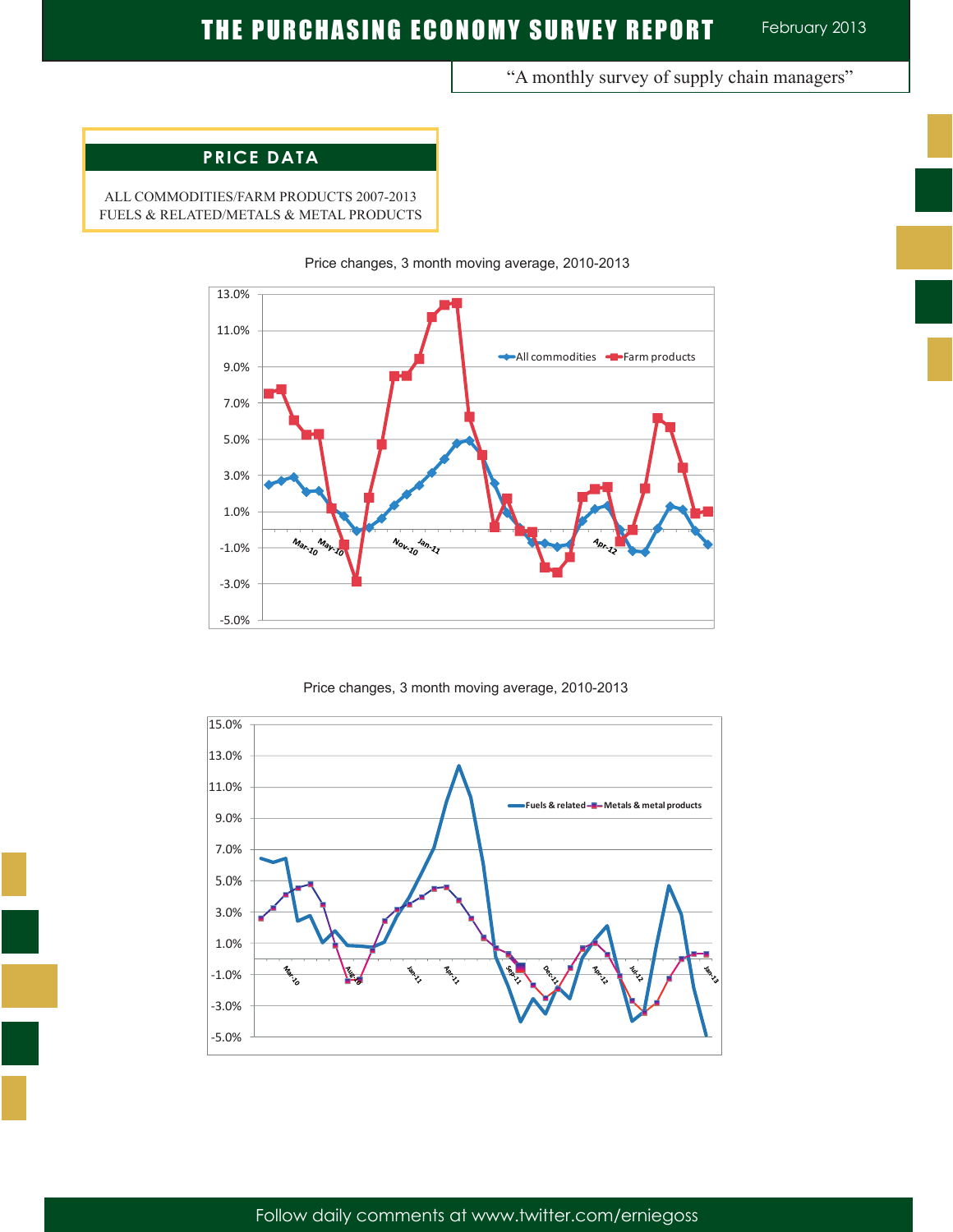# PRICE DATA

ALL COMMODITIES/FARM PRODUCTS 2007-2013
FUELS & RELATED/METALS & METAL PRODUCTS

Price changes, 3 month moving average, 2010-2013

13.0%
11.0%
9.0%
7.0%
5.0%
3.0%
1.0%
-1.0%
-3.0%
-5.0%

Mar-10
May-10
Nov-10
Jan-11
Apr-12

All commodities
Farm products

Price changes, 3 month moving average, 2010-2013

15.0%
13.0%
11.0%
9.0%
7.0%
5.0%
3.0%
1.0%
-1.0%
-3.0%
-5.0%

Mar-10
Aug-10
Jan-11
Apr-11
Sep-11
Dec-11
Apr-12
Jul-12
Jan-13

Fuels & related
Metals & metal products